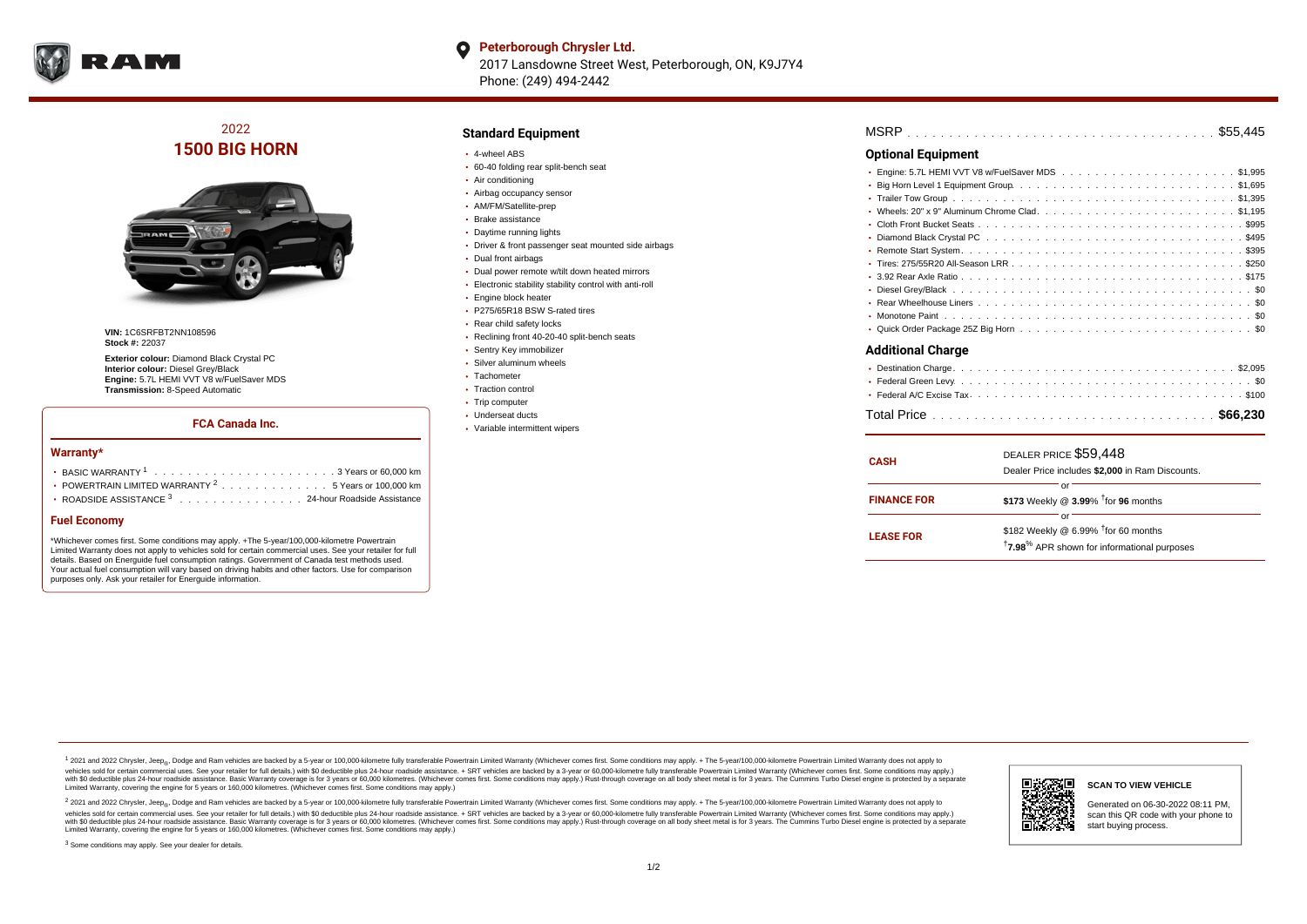**Peterborough Chrysler Ltd.**
2017 Lansdowne Street West, Peterborough, ON, K9J7Y4
Phone: (249) 494-2442

# 2022
# 1500 BIG HORN

**VIN:** 1C6SRFBT2NN108596
**Stock #:** 22037

**Exterior colour:** Diamond Black Crystal PC
**Interior colour:** Diesel Grey/Black
**Engine:** 5.7L HEMI VVT V8 w/FuelSaver MDS
**Transmission:** 8-Speed Automatic

### FCA Canada Inc.

#### Warranty*

- BASIC WARRANTY [1] . . . . . . . . . . 3 Years or 60,000 km
- POWERTRAIN LIMITED WARRANTY [2] . . . . . . . . 5 Years or 100,000 km
- ROADSIDE ASSISTANCE [3] . . . . . . . . 24-hour Roadside Assistance

#### Fuel Economy

*Whichever comes first. Some conditions may apply. +The 5-year/100,000-kilometre Powertrain Limited Warranty does not apply to vehicles sold for certain commercial uses. See your retailer for full details. Based on Energuide fuel consumption ratings. Government of Canada test methods used. Your actual fuel consumption will vary based on driving habits and other factors. Use for comparison purposes only. Ask your retailer for Energuide information.

## Standard Equipment

- 4-wheel ABS
- 60-40 folding rear split-bench seat
- Air conditioning
- Airbag occupancy sensor
- AM/FM/Satellite-prep
- Brake assistance
- Daytime running lights
- Driver & front passenger seat mounted side airbags
- Dual front airbags
- Dual power remote w/tilt down heated mirrors
- Electronic stability stability control with anti-roll
- Engine block heater
- P275/65R18 BSW S-rated tires
- Rear child safety locks
- Reclining front 40-20-40 split-bench seats
- Sentry Key immobilizer
- Silver aluminum wheels
- Tachometer
- Traction control
- Trip computer
- Underseat ducts
- Variable intermittent wipers

MSRP . . . . . . . . . . $55,445

## Optional Equipment

- Engine: 5.7L HEMI VVT V8 w/FuelSaver MDS . . . . . . $1,995
- Big Horn Level 1 Equipment Group . . . . . . $1,695
- Trailer Tow Group . . . . . . $1,395
- Wheels: 20" x 9" Aluminum Chrome Clad . . . . . . $1,195
- Cloth Front Bucket Seats . . . . . . $995
- Diamond Black Crystal PC . . . . . . $495
- Remote Start System . . . . . . $395
- Tires: 275/55R20 All-Season LRR . . . . . . $250
- 3.92 Rear Axle Ratio . . . . . . $175
- Diesel Grey/Black . . . . . . $0
- Rear Wheelhouse Liners . . . . . . $0
- Monotone Paint . . . . . . $0
- Quick Order Package 25Z Big Horn . . . . . . $0

## Additional Charge

- Destination Charge . . . . . . $2,095
- Federal Green Levy . . . . . . $0
- Federal A/C Excise Tax . . . . . . $100

Total Price . . . . . . **$66,230**

| | |
|---|---|
| **CASH** | DEALER PRICE $59,448<br>Dealer Price includes **$2,000** in Ram Discounts. |
| | or |
| **FINANCE FOR** | **$173** Weekly @ **3.99**% †for **96** months |
| | or |
| **LEASE FOR** | $182 Weekly @ 6.99% †for 60 months<br>†**7.98**% APR shown for informational purposes |

[1] 2021 and 2022 Chrysler, Jeep®, Dodge and Ram vehicles are backed by a 5-year or 100,000-kilometre fully transferable Powertrain Limited Warranty (Whichever comes first. Some conditions may apply. + The 5-year/100,000-kilometre Powertrain Limited Warranty does not apply to vehicles sold for certain commercial uses. See your retailer for full details.) with $0 deductible plus 24-hour roadside assistance. + SRT vehicles are backed by a 3-year or 60,000-kilometre fully transferable Powertrain Limited Warranty (Whichever comes first. Some conditions may apply.) with $0 deductible plus 24-hour roadside assistance. Basic Warranty coverage is for 3 years or 60,000 kilometres. (Whichever comes first. Some conditions may apply.) Rust-through coverage on all body sheet metal is for 3 years. The Cummins Turbo Diesel engine is protected by a separate Limited Warranty, covering the engine for 5 years or 160,000 kilometres. (Whichever comes first. Some conditions may apply.)

[2] 2021 and 2022 Chrysler, Jeep®, Dodge and Ram vehicles are backed by a 5-year or 100,000-kilometre fully transferable Powertrain Limited Warranty (Whichever comes first. Some conditions may apply. + The 5-year/100,000-kilometre Powertrain Limited Warranty does not apply to vehicles sold for certain commercial uses. See your retailer for full details.) with $0 deductible plus 24-hour roadside assistance. + SRT vehicles are backed by a 3-year or 60,000-kilometre fully transferable Powertrain Limited Warranty (Whichever comes first. Some conditions may apply.) with $0 deductible plus 24-hour roadside assistance. Basic Warranty coverage is for 3 years or 60,000 kilometres. (Whichever comes first. Some conditions may apply.) Rust-through coverage on all body sheet metal is for 3 years. The Cummins Turbo Diesel engine is protected by a separate Limited Warranty, covering the engine for 5 years or 160,000 kilometres. (Whichever comes first. Some conditions may apply.)

[3] Some conditions may apply. See your dealer for details.

**SCAN TO VIEW VEHICLE**

Generated on 06-30-2022 08:11 PM, scan this QR code with your phone to start buying process.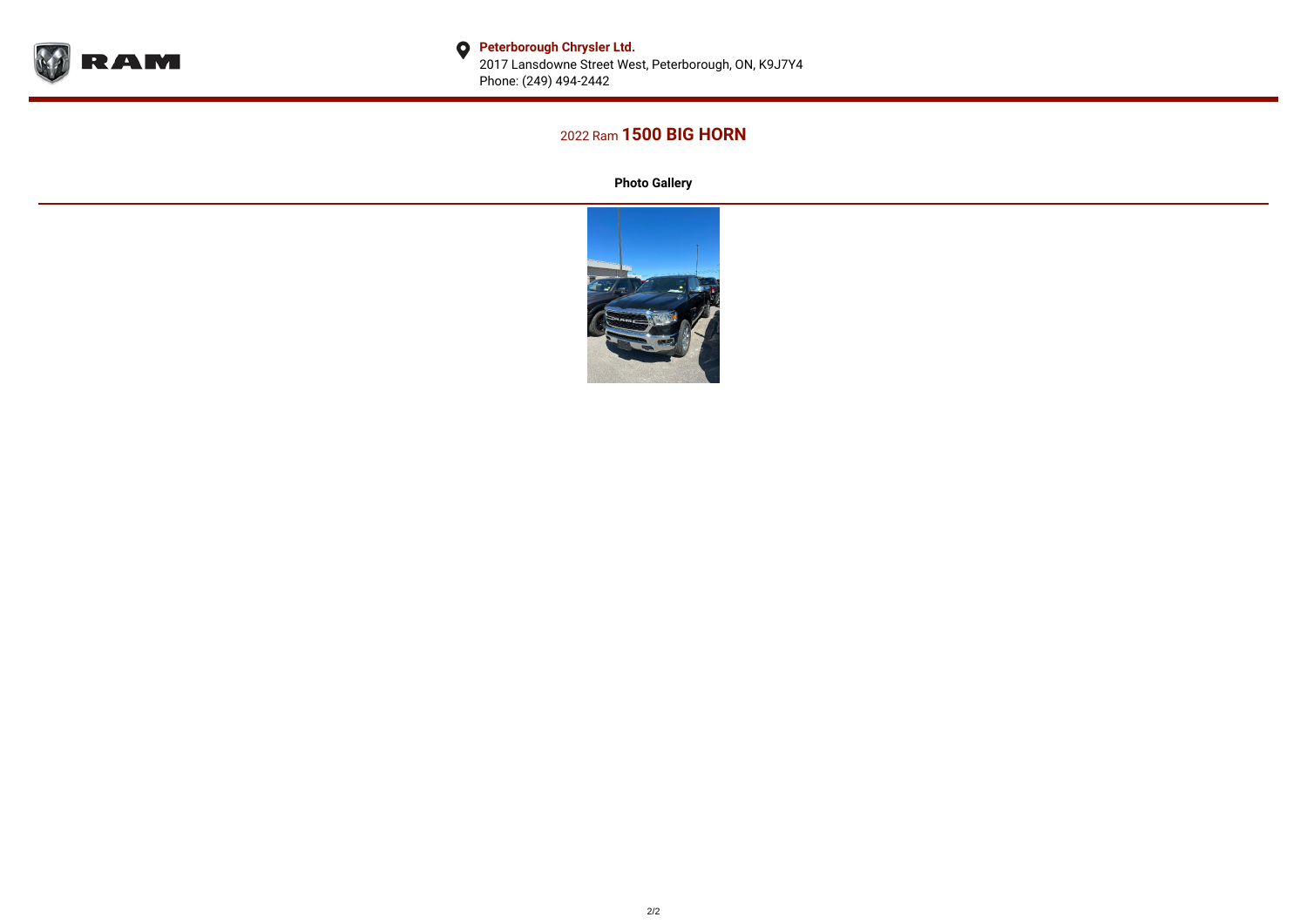**Peterborough Chrysler Ltd.**
2017 Lansdowne Street West, Peterborough, ON, K9J7Y4
Phone: (249) 494-2442

# 2022 Ram **1500 BIG HORN**

**Photo Gallery**